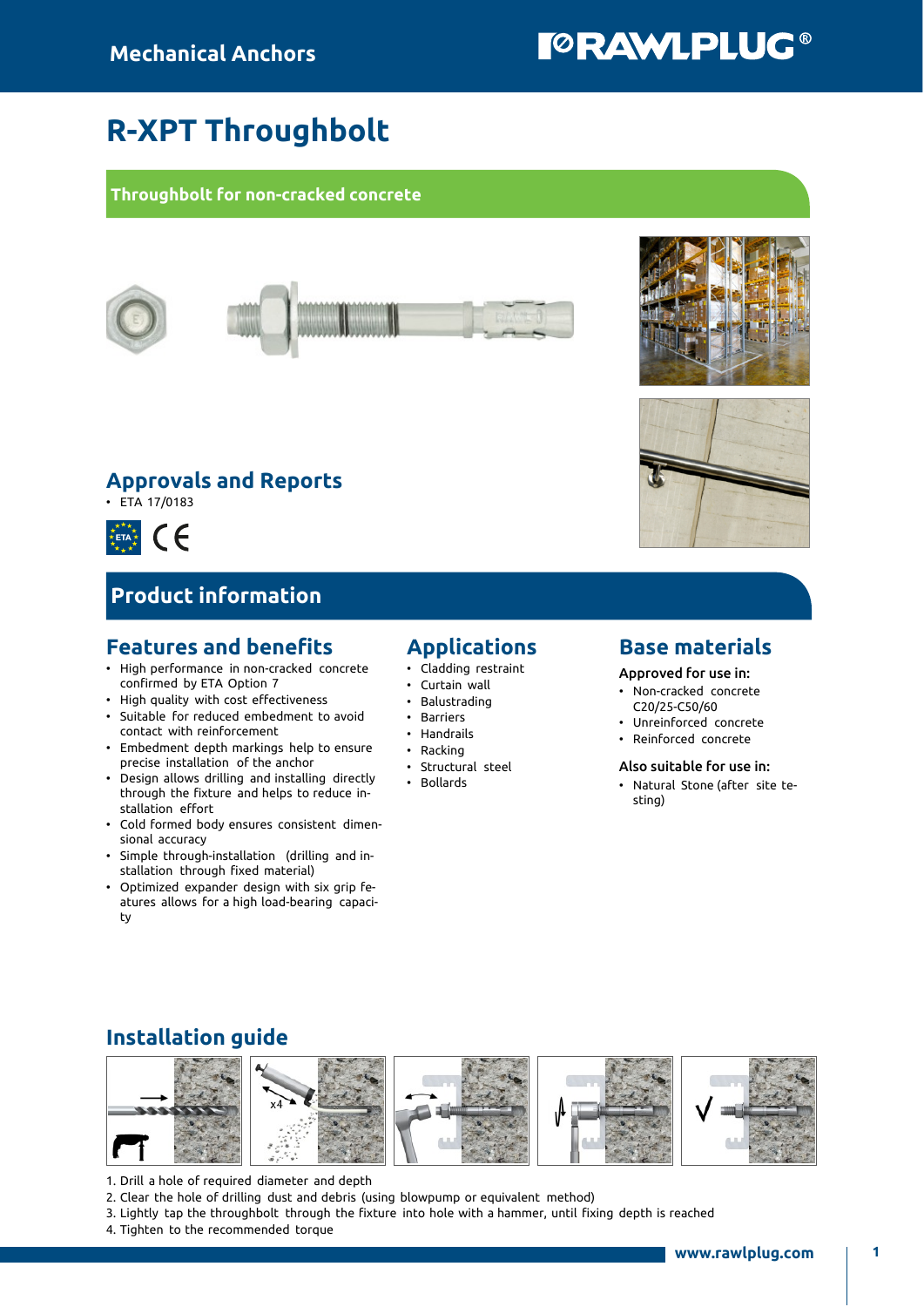Mechanical Anchors

# R-XPT Throughbolt

## Throughbolt for non-cracked concrete

## Approvals and Reports

- ETA 17/0183

# Product information

## Features and benefits

- High performance in non-cracked concrete confirmed by ETA Option 7
- High quality with cost effectiveness
- Suitable for reduced embedment to avoid contact with reinforcement
- Embedment depth markings help to ensure precise installation of the anchor
- Design allows drilling and installing directly through the fixture and helps to reduce installation effort
- Cold formed body ensures consistent dimensional accuracy
- Simple through-installation (drilling and installation through fixed material)
- Optimized expander design with six grip features allows for a high load-bearing capacity

## Applications

- Cladding restraint
- Curtain wall
- Balustrading
- Barriers
- Handrails
- Racking
- Structural steel
- Bollards

## Base materials

**Approved for use in:**

- Non-cracked concrete C20/25-C50/60
- Unreinforced concrete
- Reinforced concrete

**Also suitable for use in:**

- Natural Stone (after site testing)

## Installation guide

1. Drill a hole of required diameter and depth
2. Clear the hole of drilling dust and debris (using blowpump or equivalent method)
3. Lightly tap the throughbolt through the fixture into hole with a hammer, until fixing depth is reached
4. Tighten to the recommended torque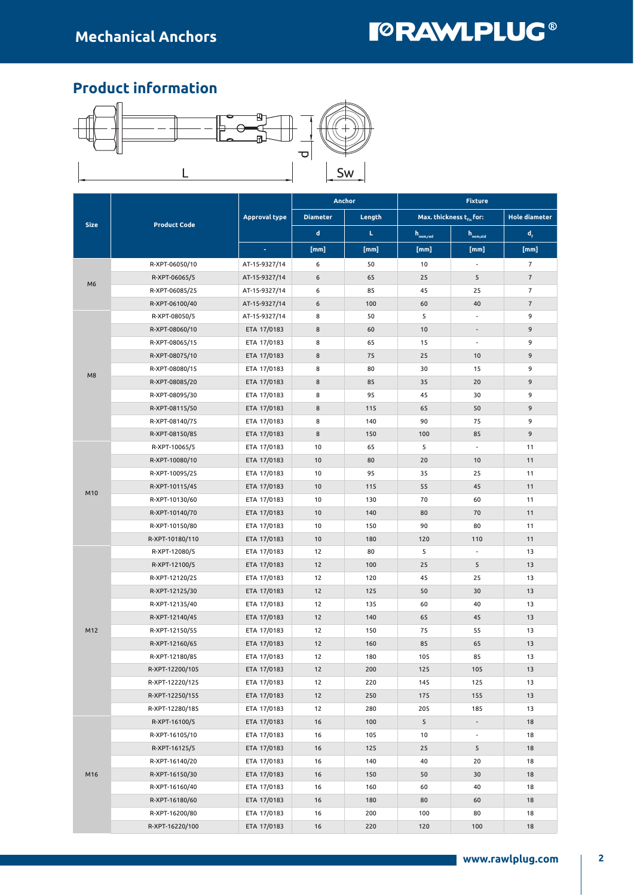## Product information

L  d  Sw

| Size | Product Code | Approval type | Anchor | | Fixture | | |
|---|---|---|---|---|---|---|---|
| | | | Diameter | Length | Max. thickness $t_{fix}$ for: | | Hole diameter |
| | | | d | L | $h_{nom,red}$ | $h_{nom,std}$ | $d_f$ |
| | | - | [mm] | [mm] | [mm] | [mm] | [mm] |
| M6 | R-XPT-06050/10 | AT-15-9327/14 | 6 | 50 | 10 | - | 7 |
| | R-XPT-06065/5 | AT-15-9327/14 | 6 | 65 | 25 | 5 | 7 |
| | R-XPT-06085/25 | AT-15-9327/14 | 6 | 85 | 45 | 25 | 7 |
| | R-XPT-06100/40 | AT-15-9327/14 | 6 | 100 | 60 | 40 | 7 |
| M8 | R-XPT-08050/5 | AT-15-9327/14 | 8 | 50 | 5 | - | 9 |
| | R-XPT-08060/10 | ETA 17/0183 | 8 | 60 | 10 | - | 9 |
| | R-XPT-08065/15 | ETA 17/0183 | 8 | 65 | 15 | - | 9 |
| | R-XPT-08075/10 | ETA 17/0183 | 8 | 75 | 25 | 10 | 9 |
| | R-XPT-08080/15 | ETA 17/0183 | 8 | 80 | 30 | 15 | 9 |
| | R-XPT-08085/20 | ETA 17/0183 | 8 | 85 | 35 | 20 | 9 |
| | R-XPT-08095/30 | ETA 17/0183 | 8 | 95 | 45 | 30 | 9 |
| | R-XPT-08115/50 | ETA 17/0183 | 8 | 115 | 65 | 50 | 9 |
| | R-XPT-08140/75 | ETA 17/0183 | 8 | 140 | 90 | 75 | 9 |
| | R-XPT-08150/85 | ETA 17/0183 | 8 | 150 | 100 | 85 | 9 |
| M10 | R-XPT-10065/5 | ETA 17/0183 | 10 | 65 | 5 | - | 11 |
| | R-XPT-10080/10 | ETA 17/0183 | 10 | 80 | 20 | 10 | 11 |
| | R-XPT-10095/25 | ETA 17/0183 | 10 | 95 | 35 | 25 | 11 |
| | R-XPT-10115/45 | ETA 17/0183 | 10 | 115 | 55 | 45 | 11 |
| | R-XPT-10130/60 | ETA 17/0183 | 10 | 130 | 70 | 60 | 11 |
| | R-XPT-10140/70 | ETA 17/0183 | 10 | 140 | 80 | 70 | 11 |
| | R-XPT-10150/80 | ETA 17/0183 | 10 | 150 | 90 | 80 | 11 |
| | R-XPT-10180/110 | ETA 17/0183 | 10 | 180 | 120 | 110 | 11 |
| M12 | R-XPT-12080/5 | ETA 17/0183 | 12 | 80 | 5 | - | 13 |
| | R-XPT-12100/5 | ETA 17/0183 | 12 | 100 | 25 | 5 | 13 |
| | R-XPT-12120/25 | ETA 17/0183 | 12 | 120 | 45 | 25 | 13 |
| | R-XPT-12125/30 | ETA 17/0183 | 12 | 125 | 50 | 30 | 13 |
| | R-XPT-12135/40 | ETA 17/0183 | 12 | 135 | 60 | 40 | 13 |
| | R-XPT-12140/45 | ETA 17/0183 | 12 | 140 | 65 | 45 | 13 |
| | R-XPT-12150/55 | ETA 17/0183 | 12 | 150 | 75 | 55 | 13 |
| | R-XPT-12160/65 | ETA 17/0183 | 12 | 160 | 85 | 65 | 13 |
| | R-XPT-12180/85 | ETA 17/0183 | 12 | 180 | 105 | 85 | 13 |
| | R-XPT-12200/105 | ETA 17/0183 | 12 | 200 | 125 | 105 | 13 |
| | R-XPT-12220/125 | ETA 17/0183 | 12 | 220 | 145 | 125 | 13 |
| | R-XPT-12250/155 | ETA 17/0183 | 12 | 250 | 175 | 155 | 13 |
| | R-XPT-12280/185 | ETA 17/0183 | 12 | 280 | 205 | 185 | 13 |
| M16 | R-XPT-16100/5 | ETA 17/0183 | 16 | 100 | 5 | - | 18 |
| | R-XPT-16105/10 | ETA 17/0183 | 16 | 105 | 10 | - | 18 |
| | R-XPT-16125/5 | ETA 17/0183 | 16 | 125 | 25 | 5 | 18 |
| | R-XPT-16140/20 | ETA 17/0183 | 16 | 140 | 40 | 20 | 18 |
| | R-XPT-16150/30 | ETA 17/0183 | 16 | 150 | 50 | 30 | 18 |
| | R-XPT-16160/40 | ETA 17/0183 | 16 | 160 | 60 | 40 | 18 |
| | R-XPT-16180/60 | ETA 17/0183 | 16 | 180 | 80 | 60 | 18 |
| | R-XPT-16200/80 | ETA 17/0183 | 16 | 200 | 100 | 80 | 18 |
| | R-XPT-16220/100 | ETA 17/0183 | 16 | 220 | 120 | 100 | 18 |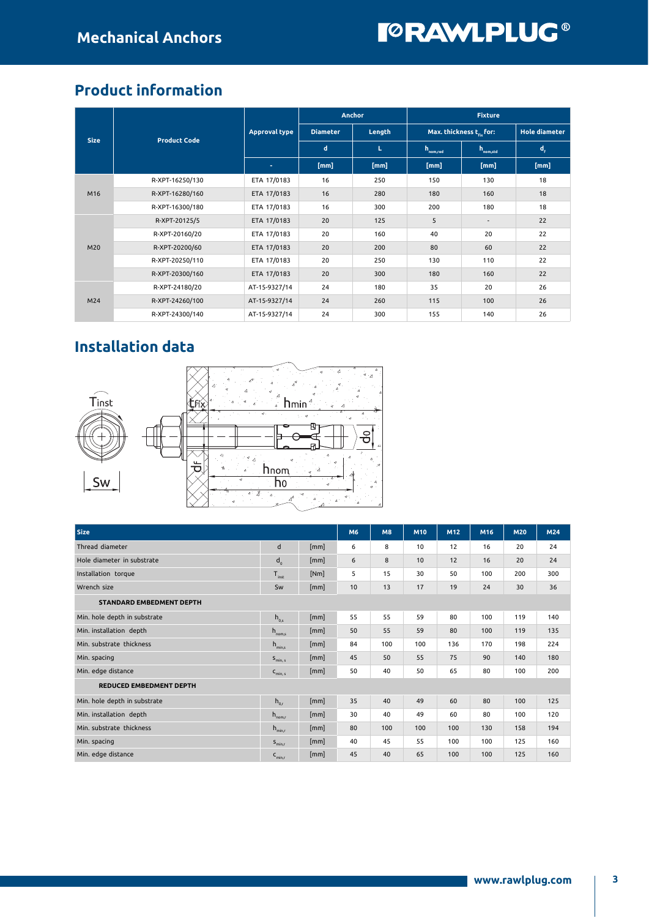## Product information

| Size | Product Code | Approval type | Anchor | | Fixture | | |
|---|---|---|---|---|---|---|---|
| | | | Diameter | Length | Max. thickness $t_{fix}$ for: | | Hole diameter |
| | | | d | L | $h_{nom,red}$ | $h_{nom,std}$ | $d_f$ |
| | | - | [mm] | [mm] | [mm] | [mm] | [mm] |
| M16 | R-XPT-16250/130 | ETA 17/0183 | 16 | 250 | 150 | 130 | 18 |
| | R-XPT-16280/160 | ETA 17/0183 | 16 | 280 | 180 | 160 | 18 |
| | R-XPT-16300/180 | ETA 17/0183 | 16 | 300 | 200 | 180 | 18 |
| M20 | R-XPT-20125/5 | ETA 17/0183 | 20 | 125 | 5 | - | 22 |
| | R-XPT-20160/20 | ETA 17/0183 | 20 | 160 | 40 | 20 | 22 |
| | R-XPT-20200/60 | ETA 17/0183 | 20 | 200 | 80 | 60 | 22 |
| | R-XPT-20250/110 | ETA 17/0183 | 20 | 250 | 130 | 110 | 22 |
| | R-XPT-20300/160 | ETA 17/0183 | 20 | 300 | 180 | 160 | 22 |
| M24 | R-XPT-24180/20 | AT-15-9327/14 | 24 | 180 | 35 | 20 | 26 |
| | R-XPT-24260/100 | AT-15-9327/14 | 24 | 260 | 115 | 100 | 26 |
| | R-XPT-24300/140 | AT-15-9327/14 | 24 | 300 | 155 | 140 | 26 |

## Installation data

| Size | | | M6 | M8 | M10 | M12 | M16 | M20 | M24 |
|---|---|---|---|---|---|---|---|---|---|
| Thread diameter | d | [mm] | 6 | 8 | 10 | 12 | 16 | 20 | 24 |
| Hole diameter in substrate | $d_0$ | [mm] | 6 | 8 | 10 | 12 | 16 | 20 | 24 |
| Installation torque | $T_{inst}$ | [Nm] | 5 | 15 | 30 | 50 | 100 | 200 | 300 |
| Wrench size | Sw | [mm] | 10 | 13 | 17 | 19 | 24 | 30 | 36 |
| **STANDARD EMBEDMENT DEPTH** | | | | | | | | | |
| Min. hole depth in substrate | $h_{0,s}$ | [mm] | 55 | 55 | 59 | 80 | 100 | 119 | 140 |
| Min. installation depth | $h_{nom,s}$ | [mm] | 50 | 55 | 59 | 80 | 100 | 119 | 135 |
| Min. substrate thickness | $h_{min,s}$ | [mm] | 84 | 100 | 100 | 136 | 170 | 198 | 224 |
| Min. spacing | $s_{min,s}$ | [mm] | 45 | 50 | 55 | 75 | 90 | 140 | 180 |
| Min. edge distance | $c_{min,s}$ | [mm] | 50 | 40 | 50 | 65 | 80 | 100 | 200 |
| **REDUCED EMBEDMENT DEPTH** | | | | | | | | | |
| Min. hole depth in substrate | $h_{0,r}$ | [mm] | 35 | 40 | 49 | 60 | 80 | 100 | 125 |
| Min. installation depth | $h_{nom,r}$ | [mm] | 30 | 40 | 49 | 60 | 80 | 100 | 120 |
| Min. substrate thickness | $h_{min,r}$ | [mm] | 80 | 100 | 100 | 100 | 130 | 158 | 194 |
| Min. spacing | $s_{min,r}$ | [mm] | 40 | 45 | 55 | 100 | 100 | 125 | 160 |
| Min. edge distance | $c_{min,r}$ | [mm] | 45 | 40 | 65 | 100 | 100 | 125 | 160 |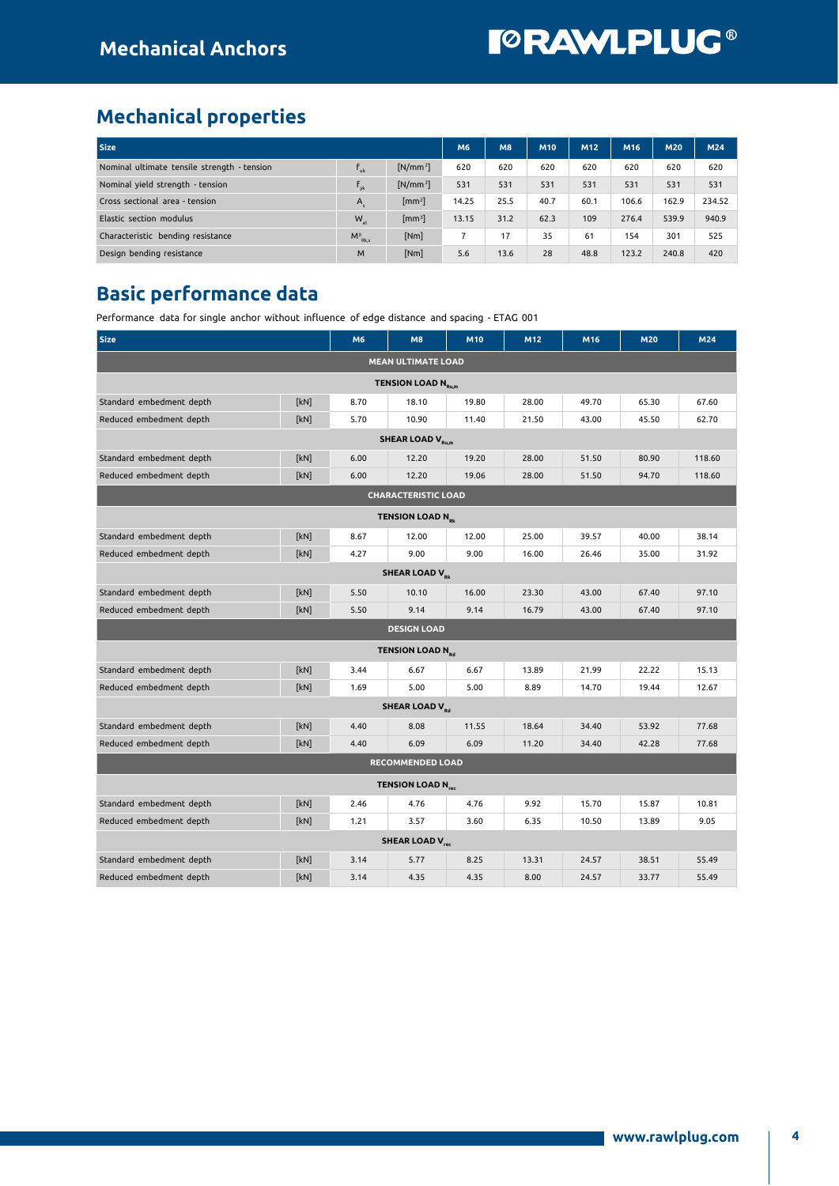## Mechanical properties

| Size | | | M6 | M8 | M10 | M12 | M16 | M20 | M24 |
|---|---|---|---|---|---|---|---|---|---|
| Nominal ultimate tensile strength - tension | $f_{uk}$ | [N/mm²] | 620 | 620 | 620 | 620 | 620 | 620 | 620 |
| Nominal yield strength - tension | $f_{yk}$ | [N/mm²] | 531 | 531 | 531 | 531 | 531 | 531 | 531 |
| Cross sectional area - tension | $A_s$ | [mm²] | 14.25 | 25.5 | 40.7 | 60.1 | 106.6 | 162.9 | 234.52 |
| Elastic section modulus | $W_{el}$ | [mm³] | 13.15 | 31.2 | 62.3 | 109 | 276.4 | 539.9 | 940.9 |
| Characteristic bending resistance | $M^0_{Rk,s}$ | [Nm] | 7 | 17 | 35 | 61 | 154 | 301 | 525 |
| Design bending resistance | M | [Nm] | 5.6 | 13.6 | 28 | 48.8 | 123.2 | 240.8 | 420 |

## Basic performance data

Performance data for single anchor without influence of edge distance and spacing - ETAG 001

| Size | | M6 | M8 | M10 | M12 | M16 | M20 | M24 |
|---|---|---|---|---|---|---|---|---|
| **MEAN ULTIMATE LOAD** | | | | | | | | |
| **TENSION LOAD $N_{Ru,m}$** | | | | | | | | |
| Standard embedment depth | [kN] | 8.70 | 18.10 | 19.80 | 28.00 | 49.70 | 65.30 | 67.60 |
| Reduced embedment depth | [kN] | 5.70 | 10.90 | 11.40 | 21.50 | 43.00 | 45.50 | 62.70 |
| **SHEAR LOAD $V_{Ru,m}$** | | | | | | | | |
| Standard embedment depth | [kN] | 6.00 | 12.20 | 19.20 | 28.00 | 51.50 | 80.90 | 118.60 |
| Reduced embedment depth | [kN] | 6.00 | 12.20 | 19.06 | 28.00 | 51.50 | 94.70 | 118.60 |
| **CHARACTERISTIC LOAD** | | | | | | | | |
| **TENSION LOAD $N_{Rk}$** | | | | | | | | |
| Standard embedment depth | [kN] | 8.67 | 12.00 | 12.00 | 25.00 | 39.57 | 40.00 | 38.14 |
| Reduced embedment depth | [kN] | 4.27 | 9.00 | 9.00 | 16.00 | 26.46 | 35.00 | 31.92 |
| **SHEAR LOAD $V_{Rk}$** | | | | | | | | |
| Standard embedment depth | [kN] | 5.50 | 10.10 | 16.00 | 23.30 | 43.00 | 67.40 | 97.10 |
| Reduced embedment depth | [kN] | 5.50 | 9.14 | 9.14 | 16.79 | 43.00 | 67.40 | 97.10 |
| **DESIGN LOAD** | | | | | | | | |
| **TENSION LOAD $N_{Rd}$** | | | | | | | | |
| Standard embedment depth | [kN] | 3.44 | 6.67 | 6.67 | 13.89 | 21.99 | 22.22 | 15.13 |
| Reduced embedment depth | [kN] | 1.69 | 5.00 | 5.00 | 8.89 | 14.70 | 19.44 | 12.67 |
| **SHEAR LOAD $V_{Rd}$** | | | | | | | | |
| Standard embedment depth | [kN] | 4.40 | 8.08 | 11.55 | 18.64 | 34.40 | 53.92 | 77.68 |
| Reduced embedment depth | [kN] | 4.40 | 6.09 | 6.09 | 11.20 | 34.40 | 42.28 | 77.68 |
| **RECOMMENDED LOAD** | | | | | | | | |
| **TENSION LOAD $N_{rec}$** | | | | | | | | |
| Standard embedment depth | [kN] | 2.46 | 4.76 | 4.76 | 9.92 | 15.70 | 15.87 | 10.81 |
| Reduced embedment depth | [kN] | 1.21 | 3.57 | 3.60 | 6.35 | 10.50 | 13.89 | 9.05 |
| **SHEAR LOAD $V_{rec}$** | | | | | | | | |
| Standard embedment depth | [kN] | 3.14 | 5.77 | 8.25 | 13.31 | 24.57 | 38.51 | 55.49 |
| Reduced embedment depth | [kN] | 3.14 | 4.35 | 4.35 | 8.00 | 24.57 | 33.77 | 55.49 |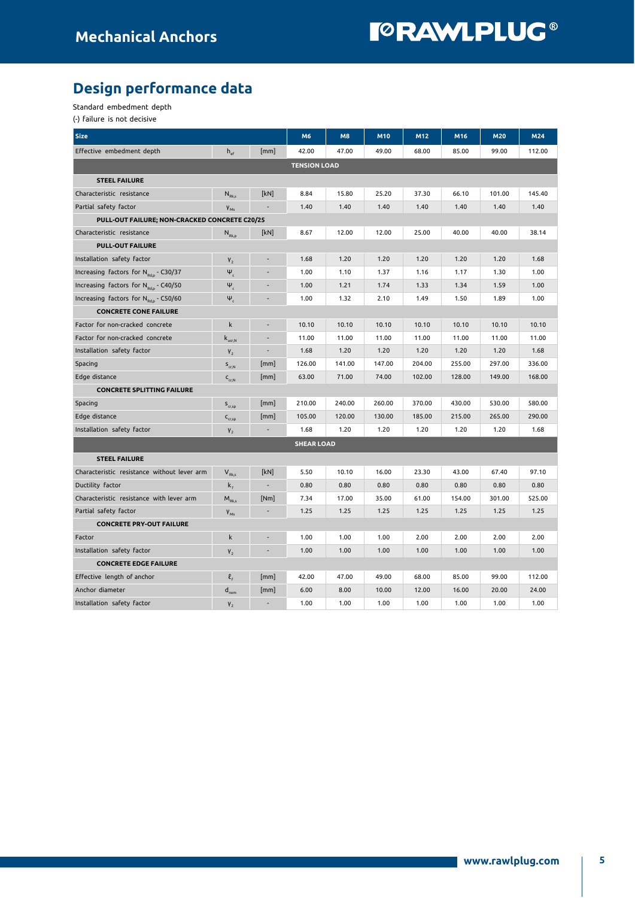# Design performance data

Standard embedment depth

(-) failure is not decisive

| Size | | | M6 | M8 | M10 | M12 | M16 | M20 | M24 |
|---|---|---|---|---|---|---|---|---|---|
| Effective embedment depth | $h_{ef}$ | [mm] | 42.00 | 47.00 | 49.00 | 68.00 | 85.00 | 99.00 | 112.00 |
| **TENSION LOAD** | | | | | | | | | |
| **STEEL FAILURE** | | | | | | | | | |
| Characteristic resistance | $N_{Rk,s}$ | [kN] | 8.84 | 15.80 | 25.20 | 37.30 | 66.10 | 101.00 | 145.40 |
| Partial safety factor | $\gamma_{Ms}$ | - | 1.40 | 1.40 | 1.40 | 1.40 | 1.40 | 1.40 | 1.40 |
| **PULL-OUT FAILURE; NON-CRACKED CONCRETE C20/25** | | | | | | | | | |
| Characteristic resistance | $N_{Rk,p}$ | [kN] | 8.67 | 12.00 | 12.00 | 25.00 | 40.00 | 40.00 | 38.14 |
| **PULL-OUT FAILURE** | | | | | | | | | |
| Installation safety factor | $\gamma_2$ | - | 1.68 | 1.20 | 1.20 | 1.20 | 1.20 | 1.20 | 1.68 |
| Increasing factors for $N_{Rd,p}$ - C30/37 | $\Psi_c$ | - | 1.00 | 1.10 | 1.37 | 1.16 | 1.17 | 1.30 | 1.00 |
| Increasing factors for $N_{Rd,p}$ - C40/50 | $\Psi_c$ | - | 1.00 | 1.21 | 1.74 | 1.33 | 1.34 | 1.59 | 1.00 |
| Increasing factors for $N_{Rd,p}$ - C50/60 | $\Psi_c$ | - | 1.00 | 1.32 | 2.10 | 1.49 | 1.50 | 1.89 | 1.00 |
| **CONCRETE CONE FAILURE** | | | | | | | | | |
| Factor for non-cracked concrete | $k$ | - | 10.10 | 10.10 | 10.10 | 10.10 | 10.10 | 10.10 | 10.10 |
| Factor for non-cracked concrete | $k_{ucr,N}$ | - | 11.00 | 11.00 | 11.00 | 11.00 | 11.00 | 11.00 | 11.00 |
| Installation safety factor | $\gamma_2$ | - | 1.68 | 1.20 | 1.20 | 1.20 | 1.20 | 1.20 | 1.68 |
| Spacing | $s_{cr,N}$ | [mm] | 126.00 | 141.00 | 147.00 | 204.00 | 255.00 | 297.00 | 336.00 |
| Edge distance | $c_{cr,N}$ | [mm] | 63.00 | 71.00 | 74.00 | 102.00 | 128.00 | 149.00 | 168.00 |
| **CONCRETE SPLITTING FAILURE** | | | | | | | | | |
| Spacing | $s_{cr,sp}$ | [mm] | 210.00 | 240.00 | 260.00 | 370.00 | 430.00 | 530.00 | 580.00 |
| Edge distance | $c_{cr,sp}$ | [mm] | 105.00 | 120.00 | 130.00 | 185.00 | 215.00 | 265.00 | 290.00 |
| Installation safety factor | $\gamma_2$ | - | 1.68 | 1.20 | 1.20 | 1.20 | 1.20 | 1.20 | 1.68 |
| **SHEAR LOAD** | | | | | | | | | |
| **STEEL FAILURE** | | | | | | | | | |
| Characteristic resistance without lever arm | $V_{Rk,s}$ | [kN] | 5.50 | 10.10 | 16.00 | 23.30 | 43.00 | 67.40 | 97.10 |
| Ductility factor | $k_7$ | - | 0.80 | 0.80 | 0.80 | 0.80 | 0.80 | 0.80 | 0.80 |
| Characteristic resistance with lever arm | $M_{Rk,s}$ | [Nm] | 7.34 | 17.00 | 35.00 | 61.00 | 154.00 | 301.00 | 525.00 |
| Partial safety factor | $\gamma_{Ms}$ | - | 1.25 | 1.25 | 1.25 | 1.25 | 1.25 | 1.25 | 1.25 |
| **CONCRETE PRY-OUT FAILURE** | | | | | | | | | |
| Factor | $k$ | - | 1.00 | 1.00 | 1.00 | 2.00 | 2.00 | 2.00 | 2.00 |
| Installation safety factor | $\gamma_2$ | - | 1.00 | 1.00 | 1.00 | 1.00 | 1.00 | 1.00 | 1.00 |
| **CONCRETE EDGE FAILURE** | | | | | | | | | |
| Effective length of anchor | $\ell_f$ | [mm] | 42.00 | 47.00 | 49.00 | 68.00 | 85.00 | 99.00 | 112.00 |
| Anchor diameter | $d_{nom}$ | [mm] | 6.00 | 8.00 | 10.00 | 12.00 | 16.00 | 20.00 | 24.00 |
| Installation safety factor | $\gamma_2$ | - | 1.00 | 1.00 | 1.00 | 1.00 | 1.00 | 1.00 | 1.00 |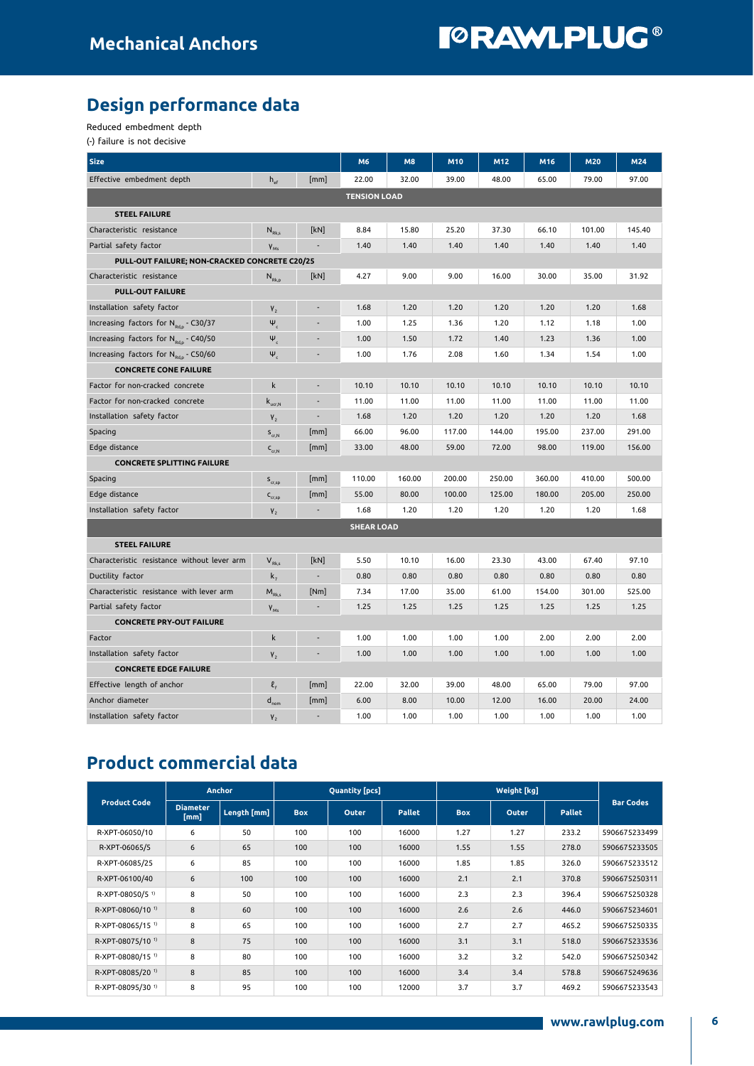# Mechanical Anchors

## Design performance data

Reduced embedment depth

(-) failure is not decisive

| Size | | | M6 | M8 | M10 | M12 | M16 | M20 | M24 |
|---|---|---|---|---|---|---|---|---|---|
| Effective embedment depth | $h_{ef}$ | [mm] | 22.00 | 32.00 | 39.00 | 48.00 | 65.00 | 79.00 | 97.00 |
| **TENSION LOAD** | | | | | | | | | |
| **STEEL FAILURE** | | | | | | | | | |
| Characteristic resistance | $N_{Rk,s}$ | [kN] | 8.84 | 15.80 | 25.20 | 37.30 | 66.10 | 101.00 | 145.40 |
| Partial safety factor | $\gamma_{Ms}$ | - | 1.40 | 1.40 | 1.40 | 1.40 | 1.40 | 1.40 | 1.40 |
| **PULL-OUT FAILURE; NON-CRACKED CONCRETE C20/25** | | | | | | | | | |
| Characteristic resistance | $N_{Rk,p}$ | [kN] | 4.27 | 9.00 | 9.00 | 16.00 | 30.00 | 35.00 | 31.92 |
| **PULL-OUT FAILURE** | | | | | | | | | |
| Installation safety factor | $\gamma_2$ | - | 1.68 | 1.20 | 1.20 | 1.20 | 1.20 | 1.20 | 1.68 |
| Increasing factors for $N_{Rd,p}$ - C30/37 | $\Psi_c$ | - | 1.00 | 1.25 | 1.36 | 1.20 | 1.12 | 1.18 | 1.00 |
| Increasing factors for $N_{Rd,p}$ - C40/50 | $\Psi_c$ | - | 1.00 | 1.50 | 1.72 | 1.40 | 1.23 | 1.36 | 1.00 |
| Increasing factors for $N_{Rd,p}$ - C50/60 | $\Psi_c$ | - | 1.00 | 1.76 | 2.08 | 1.60 | 1.34 | 1.54 | 1.00 |
| **CONCRETE CONE FAILURE** | | | | | | | | | |
| Factor for non-cracked concrete | k | - | 10.10 | 10.10 | 10.10 | 10.10 | 10.10 | 10.10 | 10.10 |
| Factor for non-cracked concrete | $k_{ucr,N}$ | - | 11.00 | 11.00 | 11.00 | 11.00 | 11.00 | 11.00 | 11.00 |
| Installation safety factor | $\gamma_2$ | - | 1.68 | 1.20 | 1.20 | 1.20 | 1.20 | 1.20 | 1.68 |
| Spacing | $s_{cr,N}$ | [mm] | 66.00 | 96.00 | 117.00 | 144.00 | 195.00 | 237.00 | 291.00 |
| Edge distance | $c_{cr,N}$ | [mm] | 33.00 | 48.00 | 59.00 | 72.00 | 98.00 | 119.00 | 156.00 |
| **CONCRETE SPLITTING FAILURE** | | | | | | | | | |
| Spacing | $s_{cr,sp}$ | [mm] | 110.00 | 160.00 | 200.00 | 250.00 | 360.00 | 410.00 | 500.00 |
| Edge distance | $c_{cr,sp}$ | [mm] | 55.00 | 80.00 | 100.00 | 125.00 | 180.00 | 205.00 | 250.00 |
| Installation safety factor | $\gamma_2$ | - | 1.68 | 1.20 | 1.20 | 1.20 | 1.20 | 1.20 | 1.68 |
| **SHEAR LOAD** | | | | | | | | | |
| **STEEL FAILURE** | | | | | | | | | |
| Characteristic resistance without lever arm | $V_{Rk,s}$ | [kN] | 5.50 | 10.10 | 16.00 | 23.30 | 43.00 | 67.40 | 97.10 |
| Ductility factor | $k_7$ | - | 0.80 | 0.80 | 0.80 | 0.80 | 0.80 | 0.80 | 0.80 |
| Characteristic resistance with lever arm | $M_{Rk,s}$ | [Nm] | 7.34 | 17.00 | 35.00 | 61.00 | 154.00 | 301.00 | 525.00 |
| Partial safety factor | $\gamma_{Ms}$ | - | 1.25 | 1.25 | 1.25 | 1.25 | 1.25 | 1.25 | 1.25 |
| **CONCRETE PRY-OUT FAILURE** | | | | | | | | | |
| Factor | k | - | 1.00 | 1.00 | 1.00 | 1.00 | 2.00 | 2.00 | 2.00 |
| Installation safety factor | $\gamma_2$ | - | 1.00 | 1.00 | 1.00 | 1.00 | 1.00 | 1.00 | 1.00 |
| **CONCRETE EDGE FAILURE** | | | | | | | | | |
| Effective length of anchor | $\ell_f$ | [mm] | 22.00 | 32.00 | 39.00 | 48.00 | 65.00 | 79.00 | 97.00 |
| Anchor diameter | $d_{nom}$ | [mm] | 6.00 | 8.00 | 10.00 | 12.00 | 16.00 | 20.00 | 24.00 |
| Installation safety factor | $\gamma_2$ | - | 1.00 | 1.00 | 1.00 | 1.00 | 1.00 | 1.00 | 1.00 |

## Product commercial data

| Product Code | Anchor | | Quantity [pcs] | | | Weight [kg] | | | Bar Codes |
|---|---|---|---|---|---|---|---|---|---|
| | Diameter [mm] | Length [mm] | Box | Outer | Pallet | Box | Outer | Pallet | |
| R-XPT-06050/10 | 6 | 50 | 100 | 100 | 16000 | 1.27 | 1.27 | 233.2 | 5906675233499 |
| R-XPT-06065/5 | 6 | 65 | 100 | 100 | 16000 | 1.55 | 1.55 | 278.0 | 5906675233505 |
| R-XPT-06085/25 | 6 | 85 | 100 | 100 | 16000 | 1.85 | 1.85 | 326.0 | 5906675233512 |
| R-XPT-06100/40 | 6 | 100 | 100 | 100 | 16000 | 2.1 | 2.1 | 370.8 | 5906675250311 |
| R-XPT-08050/5 [1] | 8 | 50 | 100 | 100 | 16000 | 2.3 | 2.3 | 396.4 | 5906675250328 |
| R-XPT-08060/10 [1] | 8 | 60 | 100 | 100 | 16000 | 2.6 | 2.6 | 446.0 | 5906675234601 |
| R-XPT-08065/15 [1] | 8 | 65 | 100 | 100 | 16000 | 2.7 | 2.7 | 465.2 | 5906675250335 |
| R-XPT-08075/10 [1] | 8 | 75 | 100 | 100 | 16000 | 3.1 | 3.1 | 518.0 | 5906675233536 |
| R-XPT-08080/15 [1] | 8 | 80 | 100 | 100 | 16000 | 3.2 | 3.2 | 542.0 | 5906675250342 |
| R-XPT-08085/20 [1] | 8 | 85 | 100 | 100 | 16000 | 3.4 | 3.4 | 578.8 | 5906675249636 |
| R-XPT-08095/30 [1] | 8 | 95 | 100 | 100 | 12000 | 3.7 | 3.7 | 469.2 | 5906675233543 |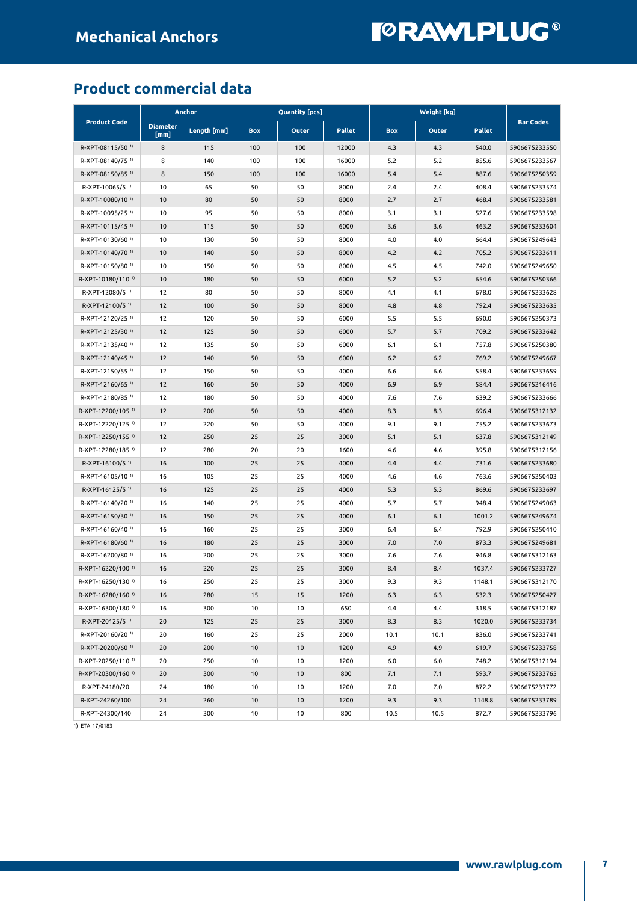# Mechanical Anchors

## Product commercial data

| Product Code | Anchor | | Quantity [pcs] | | | Weight [kg] | | | Bar Codes |
|---|---|---|---|---|---|---|---|---|---|
| | Diameter [mm] | Length [mm] | Box | Outer | Pallet | Box | Outer | Pallet | |
| R-XPT-08115/50 [1] | 8 | 115 | 100 | 100 | 12000 | 4.3 | 4.3 | 540.0 | 5906675233550 |
| R-XPT-08140/75 [1] | 8 | 140 | 100 | 100 | 16000 | 5.2 | 5.2 | 855.6 | 5906675233567 |
| R-XPT-08150/85 [1] | 8 | 150 | 100 | 100 | 16000 | 5.4 | 5.4 | 887.6 | 5906675250359 |
| R-XPT-10065/5 [1] | 10 | 65 | 50 | 50 | 8000 | 2.4 | 2.4 | 408.4 | 5906675233574 |
| R-XPT-10080/10 [1] | 10 | 80 | 50 | 50 | 8000 | 2.7 | 2.7 | 468.4 | 5906675233581 |
| R-XPT-10095/25 [1] | 10 | 95 | 50 | 50 | 8000 | 3.1 | 3.1 | 527.6 | 5906675233598 |
| R-XPT-10115/45 [1] | 10 | 115 | 50 | 50 | 6000 | 3.6 | 3.6 | 463.2 | 5906675233604 |
| R-XPT-10130/60 [1] | 10 | 130 | 50 | 50 | 8000 | 4.0 | 4.0 | 664.4 | 5906675249643 |
| R-XPT-10140/70 [1] | 10 | 140 | 50 | 50 | 8000 | 4.2 | 4.2 | 705.2 | 5906675233611 |
| R-XPT-10150/80 [1] | 10 | 150 | 50 | 50 | 8000 | 4.5 | 4.5 | 742.0 | 5906675249650 |
| R-XPT-10180/110 [1] | 10 | 180 | 50 | 50 | 6000 | 5.2 | 5.2 | 654.6 | 5906675250366 |
| R-XPT-12080/5 [1] | 12 | 80 | 50 | 50 | 8000 | 4.1 | 4.1 | 678.0 | 5906675233628 |
| R-XPT-12100/5 [1] | 12 | 100 | 50 | 50 | 8000 | 4.8 | 4.8 | 792.4 | 5906675233635 |
| R-XPT-12120/25 [1] | 12 | 120 | 50 | 50 | 6000 | 5.5 | 5.5 | 690.0 | 5906675250373 |
| R-XPT-12125/30 [1] | 12 | 125 | 50 | 50 | 6000 | 5.7 | 5.7 | 709.2 | 5906675233642 |
| R-XPT-12135/40 [1] | 12 | 135 | 50 | 50 | 6000 | 6.1 | 6.1 | 757.8 | 5906675250380 |
| R-XPT-12140/45 [1] | 12 | 140 | 50 | 50 | 6000 | 6.2 | 6.2 | 769.2 | 5906675249667 |
| R-XPT-12150/55 [1] | 12 | 150 | 50 | 50 | 4000 | 6.6 | 6.6 | 558.4 | 5906675233659 |
| R-XPT-12160/65 [1] | 12 | 160 | 50 | 50 | 4000 | 6.9 | 6.9 | 584.4 | 5906675216416 |
| R-XPT-12180/85 [1] | 12 | 180 | 50 | 50 | 4000 | 7.6 | 7.6 | 639.2 | 5906675233666 |
| R-XPT-12200/105 [1] | 12 | 200 | 50 | 50 | 4000 | 8.3 | 8.3 | 696.4 | 5906675312132 |
| R-XPT-12220/125 [1] | 12 | 220 | 50 | 50 | 4000 | 9.1 | 9.1 | 755.2 | 5906675233673 |
| R-XPT-12250/155 [1] | 12 | 250 | 25 | 25 | 3000 | 5.1 | 5.1 | 637.8 | 5906675312149 |
| R-XPT-12280/185 [1] | 12 | 280 | 20 | 20 | 1600 | 4.6 | 4.6 | 395.8 | 5906675312156 |
| R-XPT-16100/5 [1] | 16 | 100 | 25 | 25 | 4000 | 4.4 | 4.4 | 731.6 | 5906675233680 |
| R-XPT-16105/10 [1] | 16 | 105 | 25 | 25 | 4000 | 4.6 | 4.6 | 763.6 | 5906675250403 |
| R-XPT-16125/5 [1] | 16 | 125 | 25 | 25 | 4000 | 5.3 | 5.3 | 869.6 | 5906675233697 |
| R-XPT-16140/20 [1] | 16 | 140 | 25 | 25 | 4000 | 5.7 | 5.7 | 948.4 | 5906675249063 |
| R-XPT-16150/30 [1] | 16 | 150 | 25 | 25 | 4000 | 6.1 | 6.1 | 1001.2 | 5906675249674 |
| R-XPT-16160/40 [1] | 16 | 160 | 25 | 25 | 3000 | 6.4 | 6.4 | 792.9 | 5906675250410 |
| R-XPT-16180/60 [1] | 16 | 180 | 25 | 25 | 3000 | 7.0 | 7.0 | 873.3 | 5906675249681 |
| R-XPT-16200/80 [1] | 16 | 200 | 25 | 25 | 3000 | 7.6 | 7.6 | 946.8 | 5906675312163 |
| R-XPT-16220/100 [1] | 16 | 220 | 25 | 25 | 3000 | 8.4 | 8.4 | 1037.4 | 5906675233727 |
| R-XPT-16250/130 [1] | 16 | 250 | 25 | 25 | 3000 | 9.3 | 9.3 | 1148.1 | 5906675312170 |
| R-XPT-16280/160 [1] | 16 | 280 | 15 | 15 | 1200 | 6.3 | 6.3 | 532.3 | 5906675250427 |
| R-XPT-16300/180 [1] | 16 | 300 | 10 | 10 | 650 | 4.4 | 4.4 | 318.5 | 5906675312187 |
| R-XPT-20125/5 [1] | 20 | 125 | 25 | 25 | 3000 | 8.3 | 8.3 | 1020.0 | 5906675233734 |
| R-XPT-20160/20 [1] | 20 | 160 | 25 | 25 | 2000 | 10.1 | 10.1 | 836.0 | 5906675233741 |
| R-XPT-20200/60 [1] | 20 | 200 | 10 | 10 | 1200 | 4.9 | 4.9 | 619.7 | 5906675233758 |
| R-XPT-20250/110 [1] | 20 | 250 | 10 | 10 | 1200 | 6.0 | 6.0 | 748.2 | 5906675312194 |
| R-XPT-20300/160 [1] | 20 | 300 | 10 | 10 | 800 | 7.1 | 7.1 | 593.7 | 5906675233765 |
| R-XPT-24180/20 | 24 | 180 | 10 | 10 | 1200 | 7.0 | 7.0 | 872.2 | 5906675233772 |
| R-XPT-24260/100 | 24 | 260 | 10 | 10 | 1200 | 9.3 | 9.3 | 1148.8 | 5906675233789 |
| R-XPT-24300/140 | 24 | 300 | 10 | 10 | 800 | 10.5 | 10.5 | 872.7 | 5906675233796 |

1) ETA 17/0183